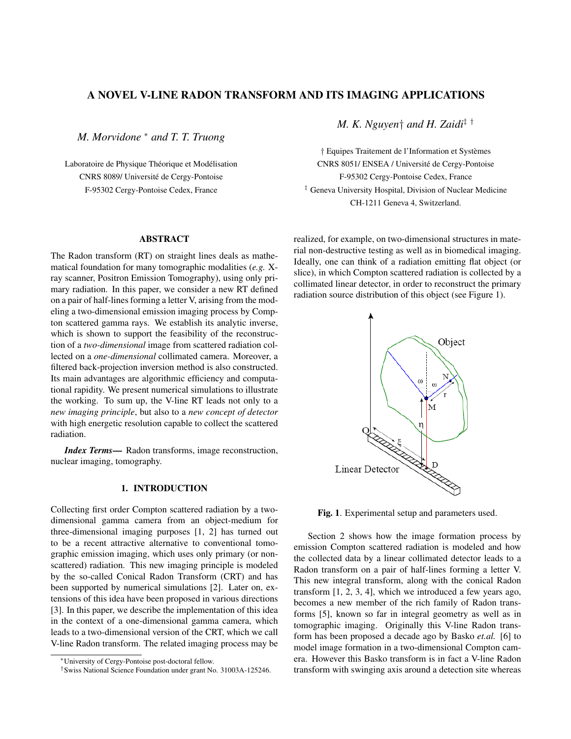# A NOVEL V-LINE RADON TRANSFORM AND ITS IMAGING APPLICATIONS

*M. Morvidone* [*] *and T. T. Truong*

Laboratoire de Physique Théorique et Modélisation
CNRS 8089/ Université de Cergy-Pontoise
F-95302 Cergy-Pontoise Cedex, France

*M. K. Nguyen*† *and H. Zaidi*[‡ †]

† Equipes Traitement de l'Information et Systèmes
CNRS 8051/ ENSEA / Université de Cergy-Pontoise
F-95302 Cergy-Pontoise Cedex, France
[‡] Geneva University Hospital, Division of Nuclear Medicine
CH-1211 Geneva 4, Switzerland.

## ABSTRACT

The Radon transform (RT) on straight lines deals as mathematical foundation for many tomographic modalities (*e.g.* X-ray scanner, Positron Emission Tomography), using only primary radiation. In this paper, we consider a new RT defined on a pair of half-lines forming a letter V, arising from the modeling a two-dimensional emission imaging process by Compton scattered gamma rays. We establish its analytic inverse, which is shown to support the feasibility of the reconstruction of a *two-dimensional* image from scattered radiation collected on a *one-dimensional* collimated camera. Moreover, a filtered back-projection inversion method is also constructed. Its main advantages are algorithmic efficiency and computational rapidity. We present numerical simulations to illustrate the working. To sum up, the V-line RT leads not only to a *new imaging principle*, but also to a *new concept of detector* with high energetic resolution capable to collect the scattered radiation.

***Index Terms*—** Radon transforms, image reconstruction, nuclear imaging, tomography.

## 1. INTRODUCTION

Collecting first order Compton scattered radiation by a two-dimensional gamma camera from an object-medium for three-dimensional imaging purposes [1, 2] has turned out to be a recent attractive alternative to conventional tomographic emission imaging, which uses only primary (or non-scattered) radiation. This new imaging principle is modeled by the so-called Conical Radon Transform (CRT) and has been supported by numerical simulations [2]. Later on, extensions of this idea have been proposed in various directions [3]. In this paper, we describe the implementation of this idea in the context of a one-dimensional gamma camera, which leads to a two-dimensional version of the CRT, which we call V-line Radon transform. The related imaging process may be realized, for example, on two-dimensional structures in material non-destructive testing as well as in biomedical imaging. Ideally, one can think of a radiation emitting flat object (or slice), in which Compton scattered radiation is collected by a collimated linear detector, in order to reconstruct the primary radiation source distribution of this object (see Figure 1).

**Fig. 1**. Experimental setup and parameters used.

Section 2 shows how the image formation process by emission Compton scattered radiation is modeled and how the collected data by a linear collimated detector leads to a Radon transform on a pair of half-lines forming a letter V. This new integral transform, along with the conical Radon transform [1, 2, 3, 4], which we introduced a few years ago, becomes a new member of the rich family of Radon transforms [5], known so far in integral geometry as well as in tomographic imaging. Originally this V-line Radon transform has been proposed a decade ago by Basko *et.al.* [6] to model image formation in a two-dimensional Compton camera. However this Basko transform is in fact a V-line Radon transform with swinging axis around a detection site whereas

---

[*] University of Cergy-Pontoise post-doctoral fellow.

† Swiss National Science Foundation under grant No. 31003A-125246.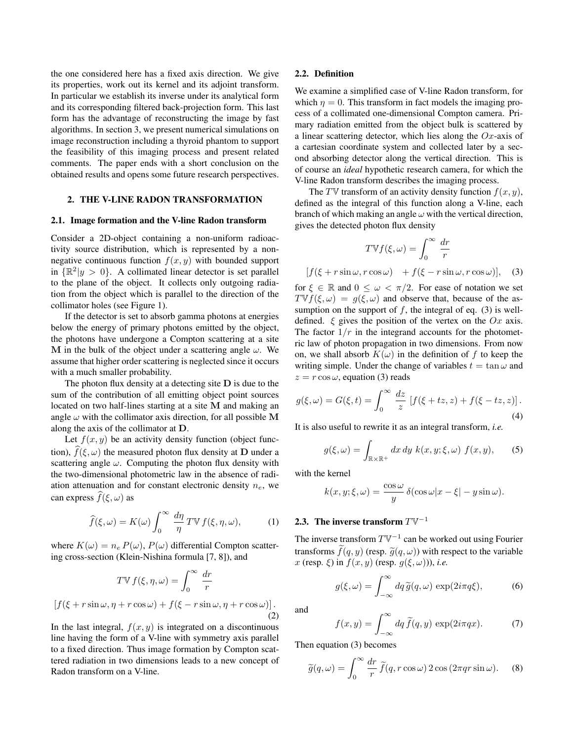the one considered here has a fixed axis direction. We give its properties, work out its kernel and its adjoint transform. In particular we establish its inverse under its analytical form and its corresponding filtered back-projection form. This last form has the advantage of reconstructing the image by fast algorithms. In section 3, we present numerical simulations on image reconstruction including a thyroid phantom to support the feasibility of this imaging process and present related comments. The paper ends with a short conclusion on the obtained results and opens some future research perspectives.

## 2. THE V-LINE RADON TRANSFORMATION

### 2.1. Image formation and the V-line Radon transform

Consider a 2D-object containing a non-uniform radioactivity source distribution, which is represented by a non-negative continuous function $f(x, y)$ with bounded support in $\{\mathbb{R}^2 | y > 0\}$. A collimated linear detector is set parallel to the plane of the object. It collects only outgoing radiation from the object which is parallel to the direction of the collimator holes (see Figure 1).

If the detector is set to absorb gamma photons at energies below the energy of primary photons emitted by the object, the photons have undergone a Compton scattering at a site $\mathbf{M}$ in the bulk of the object under a scattering angle $\omega$. We assume that higher order scattering is neglected since it occurs with a much smaller probability.

The photon flux density at a detecting site $\mathbf{D}$ is due to the sum of the contribution of all emitting object point sources located on two half-lines starting at a site $\mathbf{M}$ and making an angle $\omega$ with the collimator axis direction, for all possible $\mathbf{M}$ along the axis of the collimator at $\mathbf{D}$.

Let $f(x, y)$ be an activity density function (object function), $\widehat{f}(\xi, \omega)$ the measured photon flux density at $\mathbf{D}$ under a scattering angle $\omega$. Computing the photon flux density with the two-dimensional photometric law in the absence of radiation attenuation and for constant electronic density $n_e$, we can express $\widehat{f}(\xi, \omega)$ as

$$\widehat{f}(\xi, \omega) = K(\omega) \int_0^\infty \frac{d\eta}{\eta}\, T\mathbb{V}\, f(\xi, \eta, \omega), \tag{1}$$

where $K(\omega) = n_e\, P(\omega)$, $P(\omega)$ differential Compton scattering cross-section (Klein-Nishina formula [7, 8]), and

$$T\mathbb{V}\, f(\xi, \eta, \omega) = \int_0^\infty \frac{dr}{r}$$

$$\left[f(\xi + r\sin\omega, \eta + r\cos\omega) + f(\xi - r\sin\omega, \eta + r\cos\omega)\right]. \tag{2}$$

In the last integral, $f(x, y)$ is integrated on a discontinuous line having the form of a V-line with symmetry axis parallel to a fixed direction. Thus image formation by Compton scattered radiation in two dimensions leads to a new concept of Radon transform on a V-line.

### 2.2. Definition

We examine a simplified case of V-line Radon transform, for which $\eta = 0$. This transform in fact models the imaging process of a collimated one-dimensional Compton camera. Primary radiation emitted from the object bulk is scattered by a linear scattering detector, which lies along the $Ox$-axis of a cartesian coordinate system and collected later by a second absorbing detector along the vertical direction. This is of course an *ideal* hypothetic research camera, for which the V-line Radon transform describes the imaging process.

The $T\mathbb{V}$ transform of an activity density function $f(x, y)$, defined as the integral of this function along a V-line, each branch of which making an angle $\omega$ with the vertical direction, gives the detected photon flux density

$$T\mathbb{V} f(\xi, \omega) = \int_0^\infty \frac{dr}{r}$$

$$[f(\xi + r\sin\omega, r\cos\omega) \quad + f(\xi - r\sin\omega, r\cos\omega)], \tag{3}$$

for $\xi \in \mathbb{R}$ and $0 \leq \omega < \pi/2$. For ease of notation we set $T\mathbb{V} f(\xi, \omega) = g(\xi, \omega)$ and observe that, because of the assumption on the support of $f$, the integral of eq. (3) is well-defined. $\xi$ gives the position of the vertex on the $Ox$ axis. The factor $1/r$ in the integrand accounts for the photometric law of photon propagation in two dimensions. From now on, we shall absorb $K(\omega)$ in the definition of $f$ to keep the writing simple. Under the change of variables $t = \tan\omega$ and $z = r\cos\omega$, equation (3) reads

$$g(\xi, \omega) = G(\xi, t) = \int_0^\infty \frac{dz}{z}\, \left[f(\xi + tz, z) + f(\xi - tz, z)\right]. \tag{4}$$

It is also useful to rewrite it as an integral transform, *i.e.*

$$g(\xi, \omega) = \int_{\mathbb{R}\times\mathbb{R}^+} dx\, dy\; k(x, y; \xi, \omega)\; f(x, y), \tag{5}$$

with the kernel

$$k(x, y; \xi, \omega) = \frac{\cos\omega}{y}\, \delta(\cos\omega |x - \xi| - y\sin\omega).$$

### 2.3. The inverse transform $T\mathbb{V}^{-1}$

The inverse transform $T\mathbb{V}^{-1}$ can be worked out using Fourier transforms $\widetilde{f}(q, y)$ (resp. $\widetilde{g}(q, \omega)$) with respect to the variable $x$ (resp. $\xi$) in $f(x, y)$ (resp. $g(\xi, \omega)$)), *i.e.*

$$g(\xi, \omega) = \int_{-\infty}^{\infty} dq\, \widetilde{g}(q, \omega)\, \exp(2i\pi q\xi), \tag{6}$$

and

$$f(x, y) = \int_{-\infty}^{\infty} dq\, \widetilde{f}(q, y)\, \exp(2i\pi qx). \tag{7}$$

Then equation (3) becomes

$$\widetilde{g}(q, \omega) = \int_0^\infty \frac{dr}{r}\, \widetilde{f}(q, r\cos\omega)\, 2\cos(2\pi qr\sin\omega). \tag{8}$$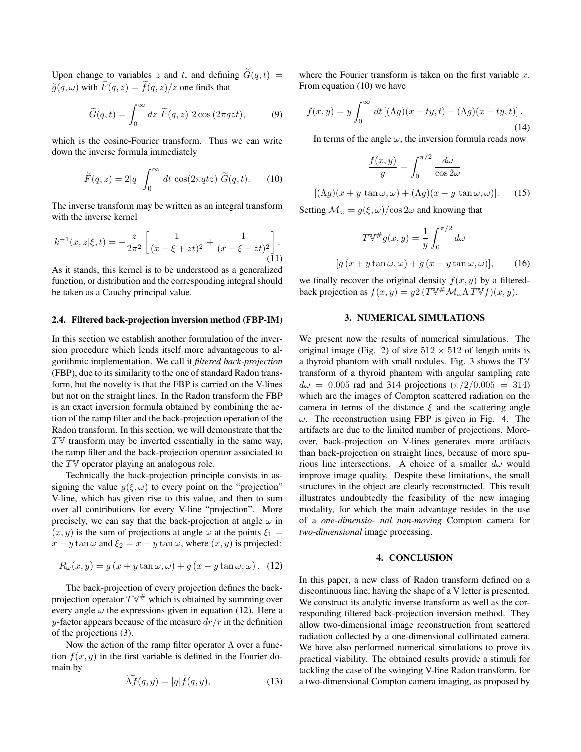Upon change to variables $z$ and $t$, and defining $\widetilde{G}(q,t) = \widetilde{g}(q,\omega)$ with $\widetilde{F}(q,z) = \widetilde{f}(q,z)/z$ one finds that

$$\widetilde{G}(q,t) = \int_0^\infty dz\ \widetilde{F}(q,z)\ 2\cos(2\pi qzt), \tag{9}$$

which is the cosine-Fourier transform. Thus we can write down the inverse formula immediately

$$\widetilde{F}(q,z) = 2|q| \int_0^\infty dt\ \cos(2\pi qtz)\ \widetilde{G}(q,t). \tag{10}$$

The inverse transform may be written as an integral transform with the inverse kernel

$$k^{-1}(x,z|\xi,t) = -\frac{z}{2\pi^2}\left[\frac{1}{(x-\xi+zt)^2} + \frac{1}{(x-\xi-zt)^2}\right]. \tag{11}$$

As it stands, this kernel is to be understood as a generalized function, or distribution and the corresponding integral should be taken as a Cauchy principal value.

### 2.4. Filtered back-projection inversion method (FBP-IM)

In this section we establish another formulation of the inversion procedure which lends itself more advantageous to algorithmic implementation. We call it *filtered back-projection* (FBP), due to its similarity to the one of standard Radon transform, but the novelty is that the FBP is carried on the V-lines but not on the straight lines. In the Radon transform the FBP is an exact inversion formula obtained by combining the action of the ramp filter and the back-projection operation of the Radon transform. In this section, we will demonstrate that the $T\mathbb{V}$ transform may be inverted essentially in the same way, the ramp filter and the back-projection operator associated to the $T\mathbb{V}$ operator playing an analogous role.

Technically the back-projection principle consists in assigning the value $g(\xi,\omega)$ to every point on the "projection" V-line, which has given rise to this value, and then to sum over all contributions for every V-line "projection". More precisely, we can say that the back-projection at angle $\omega$ in $(x,y)$ is the sum of projections at angle $\omega$ at the points $\xi_1 = x + y\tan\omega$ and $\xi_2 = x - y\tan\omega$, where $(x,y)$ is projected:

$$R_\omega(x,y) = g\left(x + y\tan\omega, \omega\right) + g\left(x - y\tan\omega, \omega\right). \tag{12}$$

The back-projection of every projection defines the back-projection operator $T\mathbb{V}^\#$ which is obtained by summing over every angle $\omega$ the expressions given in equation (12). Here a $y$-factor appears because of the measure $dr/r$ in the definition of the projections (3).

Now the action of the ramp filter operator $\Lambda$ over a function $f(x,y)$ in the first variable is defined in the Fourier domain by

$$\widetilde{\Lambda f}(q,y) = |q|\tilde{f}(q,y), \tag{13}$$

where the Fourier transform is taken on the first variable $x$. From equation (10) we have

$$f(x,y) = y\int_0^\infty dt\left[(\Lambda g)(x+ty,t) + (\Lambda g)(x-ty,t)\right]. \tag{14}$$

In terms of the angle $\omega$, the inversion formula reads now

$$\frac{f(x,y)}{y} = \int_0^{\pi/2} \frac{d\omega}{\cos 2\omega}$$

$$[(\Lambda g)(x + y\ \tan\omega, \omega) + (\Lambda g)(x - y\ \tan\omega, \omega)]. \tag{15}$$

Setting $\mathcal{M}_\omega = g(\xi,\omega)/\cos 2\omega$ and knowing that

$$T\mathbb{V}^\# g(x,y) = \frac{1}{y}\int_0^{\pi/2} d\omega$$

$$[g\left(x + y\tan\omega, \omega\right) + g\left(x - y\tan\omega, \omega\right)], \tag{16}$$

we finally recover the original density $f(x,y)$ by a filtered-back projection as $f(x,y) = y2\,(T\mathbb{V}^\#\mathcal{M}_\omega\Lambda\, T\mathbb{V}f)(x,y)$.

## 3. NUMERICAL SIMULATIONS

We present now the results of numerical simulations. The original image (Fig. 2) of size $512 \times 512$ of length units is a thyroid phantom with small nodules. Fig. 3 shows the $T\mathbb{V}$ transform of a thyroid phantom with angular sampling rate $d\omega = 0.005$ rad and 314 projections ($\pi/2/0.005 = 314$) which are the images of Compton scattered radiation on the camera in terms of the distance $\xi$ and the scattering angle $\omega$. The reconstruction using FBP is given in Fig. 4. The artifacts are due to the limited number of projections. Moreover, back-projection on V-lines generates more artifacts than back-projection on straight lines, because of more spurious line intersections. A choice of a smaller $d\omega$ would improve image quality. Despite these limitations, the small structures in the object are clearly reconstructed. This result illustrates undoubtedly the feasibility of the new imaging modality, for which the main advantage resides in the use of a *one-dimensio- nal non-moving* Compton camera for *two-dimensional* image processing.

## 4. CONCLUSION

In this paper, a new class of Radon transform defined on a discontinuous line, having the shape of a V letter is presented. We construct its analytic inverse transform as well as the corresponding filtered back-projection inversion method. They allow two-dimensional image reconstruction from scattered radiation collected by a one-dimensional collimated camera. We have also performed numerical simulations to prove its practical viability. The obtained results provide a stimuli for tackling the case of the swinging V-line Radon transform, for a two-dimensional Compton camera imaging, as proposed by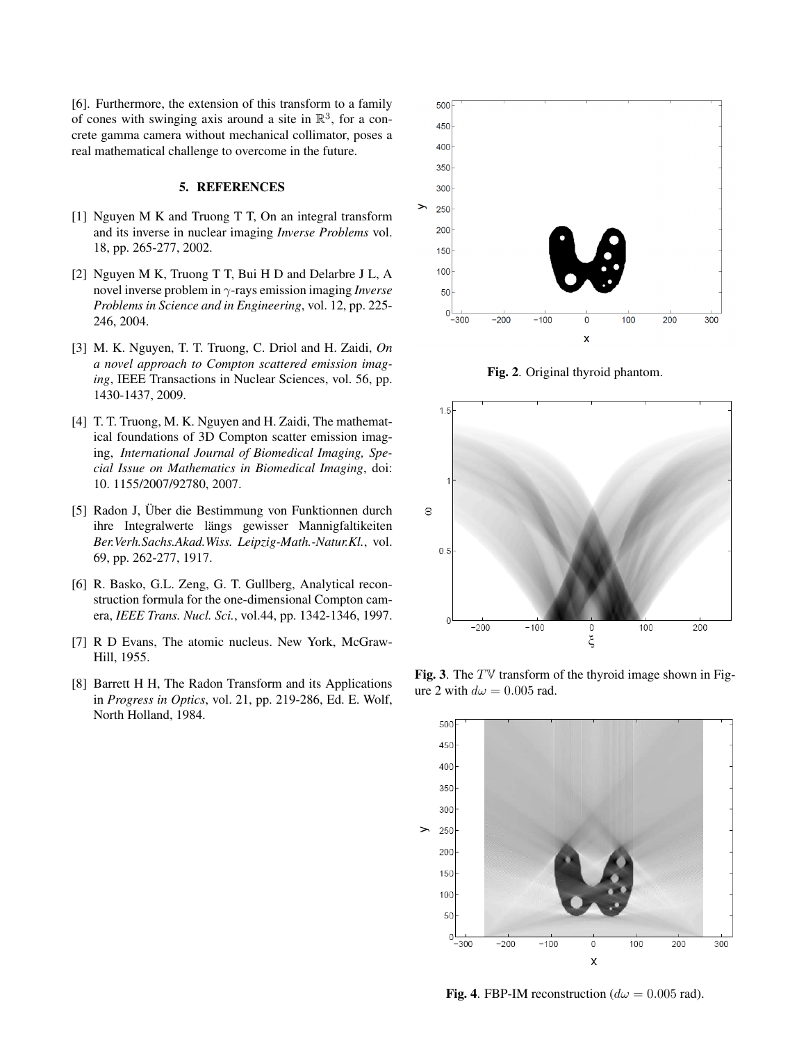[6]. Furthermore, the extension of this transform to a family of cones with swinging axis around a site in $\mathbb{R}^3$, for a concrete gamma camera without mechanical collimator, poses a real mathematical challenge to overcome in the future.

## 5. REFERENCES

[1] Nguyen M K and Truong T T, On an integral transform and its inverse in nuclear imaging *Inverse Problems* vol. 18, pp. 265-277, 2002.

[2] Nguyen M K, Truong T T, Bui H D and Delarbre J L, A novel inverse problem in $\gamma$-rays emission imaging *Inverse Problems in Science and in Engineering*, vol. 12, pp. 225-246, 2004.

[3] M. K. Nguyen, T. T. Truong, C. Driol and H. Zaidi, *On a novel approach to Compton scattered emission imaging*, IEEE Transactions in Nuclear Sciences, vol. 56, pp. 1430-1437, 2009.

[4] T. T. Truong, M. K. Nguyen and H. Zaidi, The mathematical foundations of 3D Compton scatter emission imaging, *International Journal of Biomedical Imaging, Special Issue on Mathematics in Biomedical Imaging*, doi: 10. 1155/2007/92780, 2007.

[5] Radon J, Über die Bestimmung von Funktionnen durch ihre Integralwerte längs gewisser Mannigfaltikeiten *Ber.Verh.Sachs.Akad.Wiss. Leipzig-Math.-Natur.Kl.*, vol. 69, pp. 262-277, 1917.

[6] R. Basko, G.L. Zeng, G. T. Gullberg, Analytical reconstruction formula for the one-dimensional Compton camera, *IEEE Trans. Nucl. Sci.*, vol.44, pp. 1342-1346, 1997.

[7] R D Evans, The atomic nucleus. New York, McGraw-Hill, 1955.

[8] Barrett H H, The Radon Transform and its Applications in *Progress in Optics*, vol. 21, pp. 219-286, Ed. E. Wolf, North Holland, 1984.

y
500
450
400
350
300
250
200
150
100
50
0
-300 -200 -100 0 100 200 300
x

**Fig. 2**. Original thyroid phantom.

ω
1.5
1
0.5
0
-200 -100 0 100 200
ξ

**Fig. 3**. The $T\mathbb{V}$ transform of the thyroid image shown in Figure 2 with $d\omega = 0.005$ rad.

y
500
450
400
350
300
250
200
150
100
50
0
-300 -200 -100 0 100 200 300
x

**Fig. 4**. FBP-IM reconstruction ($d\omega = 0.005$ rad).